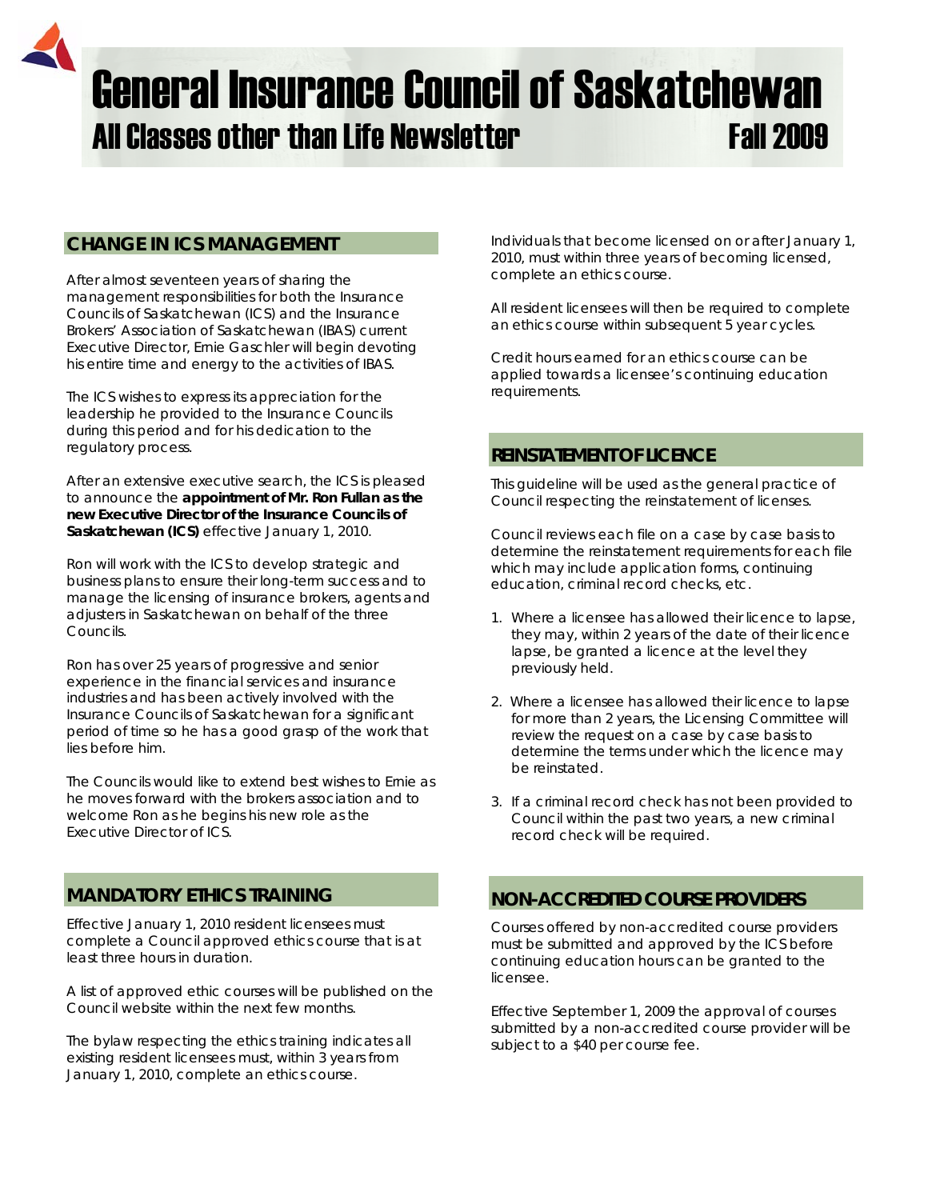# General Insurance Council of Saskatchewan

## All Classes other than Life Newsletter — Fall 2009

## CHANGE IN ICS MANAGEMENT

After almost seventeen years of sharing the management responsibilities for both the Insurance Councils of Saskatchewan (ICS) and the Insurance Brokers' Association of Saskatchewan (IBAS) current Executive Director, Ernie Gaschler will begin devoting his entire time and energy to the activities of IBAS.

The ICS wishes to express its appreciation for the leadership he provided to the Insurance Councils during this period and for his dedication to the regulatory process.

After an extensive executive search, the ICS is pleased to announce the **appointment of Mr. Ron Fullan as the new Executive Director of the Insurance Councils of Saskatchewan (ICS)** effective January 1, 2010.

Ron will work with the ICS to develop strategic and business plans to ensure their long-term success and to manage the licensing of insurance brokers, agents and adjusters in Saskatchewan on behalf of the three Councils.

Ron has over 25 years of progressive and senior experience in the financial services and insurance industries and has been actively involved with the Insurance Councils of Saskatchewan for a significant period of time so he has a good grasp of the work that lies before him.

The Councils would like to extend best wishes to Ernie as he moves forward with the brokers association and to welcome Ron as he begins his new role as the Executive Director of ICS.

## MANDATORY ETHICS TRAINING

Effective January 1, 2010 resident licensees must complete a Council approved ethics course that is at least three hours in duration.

A list of approved ethic courses will be published on the Council website within the next few months.

The bylaw respecting the ethics training indicates all existing resident licensees must, within 3 years from January 1, 2010, complete an ethics course.

Individuals that become licensed on or after January 1, 2010, must within three years of becoming licensed, complete an ethics course.

All resident licensees will then be required to complete an ethics course within subsequent 5 year cycles.

Credit hours earned for an ethics course can be applied towards a licensee's continuing education requirements.

## REINSTATEMENT OF LICENCE

This guideline will be used as the general practice of Council respecting the reinstatement of licenses.

Council reviews each file on a case by case basis to determine the reinstatement requirements for each file which may include application forms, continuing education, criminal record checks, etc.

1. Where a licensee has allowed their licence to lapse, they may, within 2 years of the date of their licence lapse, be granted a licence at the level they previously held.
2. Where a licensee has allowed their licence to lapse for more than 2 years, the Licensing Committee will review the request on a case by case basis to determine the terms under which the licence may be reinstated.
3. If a criminal record check has not been provided to Council within the past two years, a new criminal record check will be required.

## NON-ACCREDITED COURSE PROVIDERS

Courses offered by non-accredited course providers must be submitted and approved by the ICS before continuing education hours can be granted to the licensee.

Effective September 1, 2009 the approval of courses submitted by a non-accredited course provider will be subject to a $40 per course fee.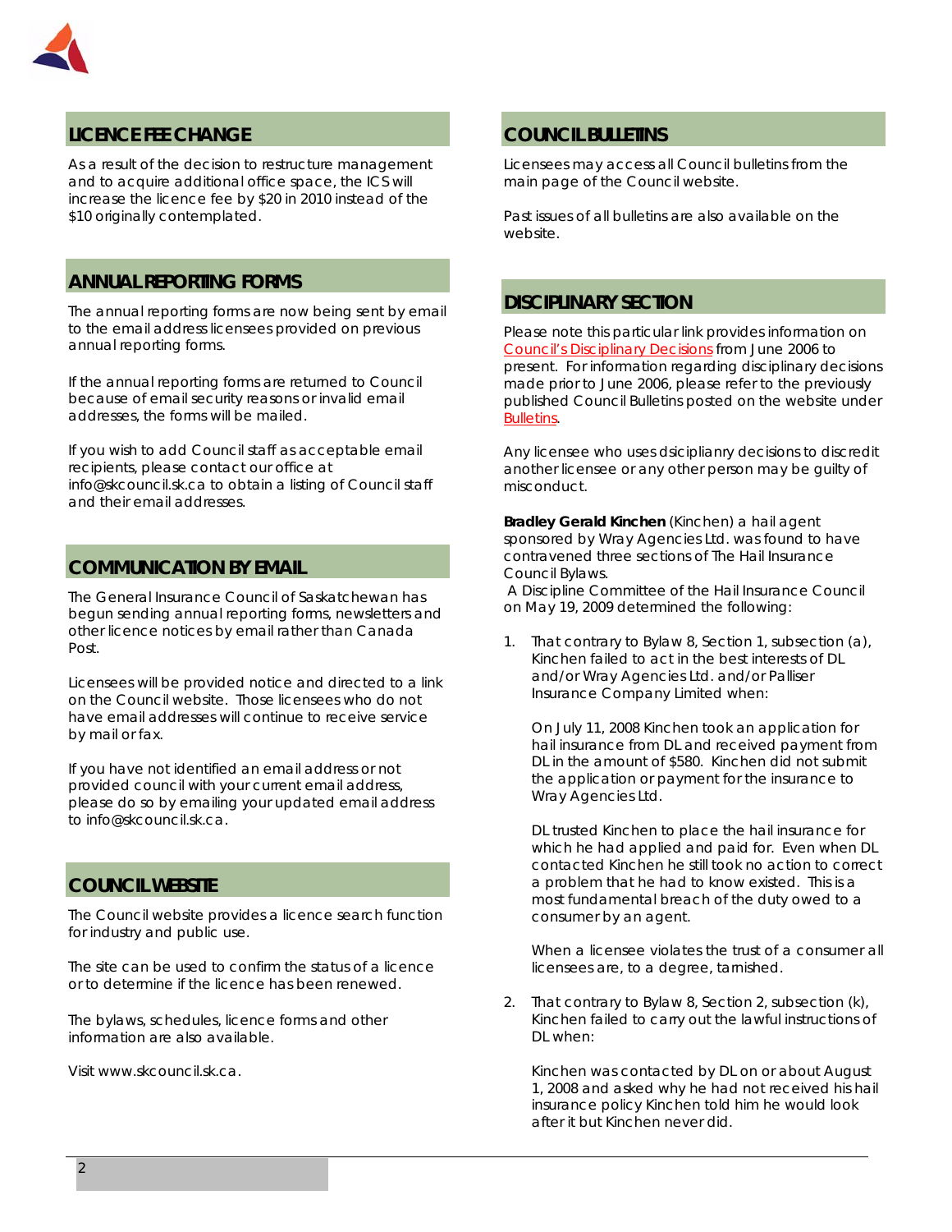## LICENCE FEE CHANGE

As a result of the decision to restructure management and to acquire additional office space, the ICS will increase the licence fee by $20 in 2010 instead of the $10 originally contemplated.

## ANNUAL REPORTING FORMS

The annual reporting forms are now being sent by email to the email address licensees provided on previous annual reporting forms.

If the annual reporting forms are returned to Council because of email security reasons or invalid email addresses, the forms will be mailed.

If you wish to add Council staff as acceptable email recipients, please contact our office at info@skcouncil.sk.ca to obtain a listing of Council staff and their email addresses.

## COMMUNICATION BY EMAIL

The General Insurance Council of Saskatchewan has begun sending annual reporting forms, newsletters and other licence notices by email rather than Canada Post.

Licensees will be provided notice and directed to a link on the Council website. Those licensees who do not have email addresses will continue to receive service by mail or fax.

If you have not identified an email address or not provided council with your current email address, please do so by emailing your updated email address to info@skcouncil.sk.ca.

## COUNCIL WEBSITE

The Council website provides a licence search function for industry and public use.

The site can be used to confirm the status of a licence or to determine if the licence has been renewed.

The bylaws, schedules, licence forms and other information are also available.

Visit www.skcouncil.sk.ca.

## COUNCIL BULLETINS

Licensees may access all Council bulletins from the main page of the Council website.

Past issues of all bulletins are also available on the website.

## DISCIPLINARY SECTION

Please note this particular link provides information on Council's Disciplinary Decisions from June 2006 to present. For information regarding disciplinary decisions made prior to June 2006, please refer to the previously published Council Bulletins posted on the website under Bulletins.

Any licensee who uses dsicipliany decisions to discredit another licensee or any other person may be guilty of misconduct.

**Bradley Gerald Kinchen** (Kinchen) a hail agent sponsored by Wray Agencies Ltd. was found to have contravened three sections of The Hail Insurance Council Bylaws.

A Discipline Committee of the Hail Insurance Council on May 19, 2009 determined the following:

1. That contrary to Bylaw 8, Section 1, subsection (a), Kinchen failed to act in the best interests of DL and/or Wray Agencies Ltd. and/or Palliser Insurance Company Limited when:

   On July 11, 2008 Kinchen took an application for hail insurance from DL and received payment from DL in the amount of $580. Kinchen did not submit the application or payment for the insurance to Wray Agencies Ltd.

   DL trusted Kinchen to place the hail insurance for which he had applied and paid for. Even when DL contacted Kinchen he still took no action to correct a problem that he had to know existed. This is a most fundamental breach of the duty owed to a consumer by an agent.

   When a licensee violates the trust of a consumer all licensees are, to a degree, tarnished.

2. That contrary to Bylaw 8, Section 2, subsection (k), Kinchen failed to carry out the lawful instructions of DL when:

   Kinchen was contacted by DL on or about August 1, 2008 and asked why he had not received his hail insurance policy Kinchen told him he would look after it but Kinchen never did.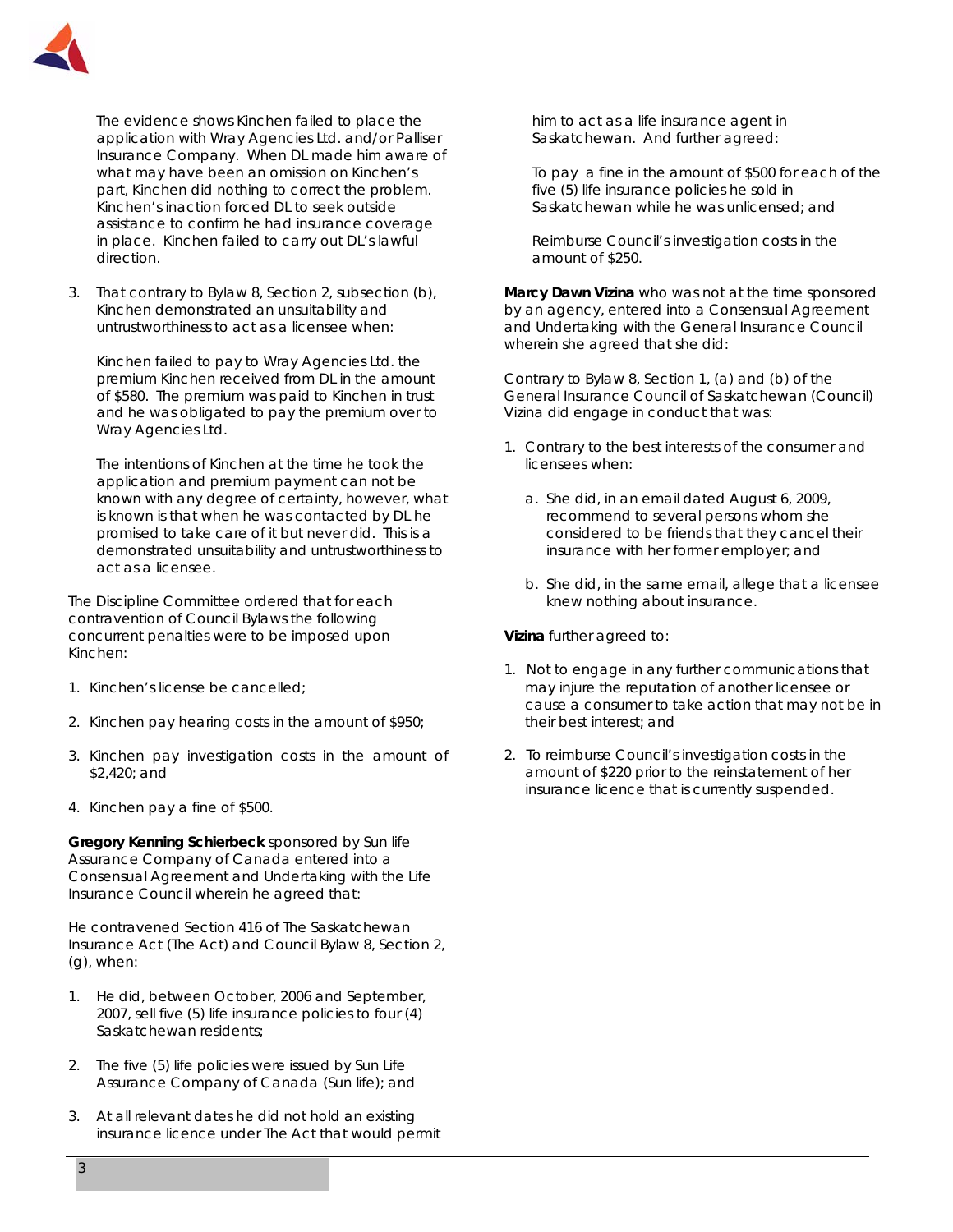The evidence shows Kinchen failed to place the application with Wray Agencies Ltd. and/or Palliser Insurance Company. When DL made him aware of what may have been an omission on Kinchen's part, Kinchen did nothing to correct the problem. Kinchen's inaction forced DL to seek outside assistance to confirm he had insurance coverage in place. Kinchen failed to carry out DL's lawful direction.

3. That contrary to Bylaw 8, Section 2, subsection (b), Kinchen demonstrated an unsuitability and untrustworthiness to act as a licensee when:

   Kinchen failed to pay to Wray Agencies Ltd. the premium Kinchen received from DL in the amount of $580. The premium was paid to Kinchen in trust and he was obligated to pay the premium over to Wray Agencies Ltd.

   The intentions of Kinchen at the time he took the application and premium payment can not be known with any degree of certainty, however, what is known is that when he was contacted by DL he promised to take care of it but never did. This is a demonstrated unsuitability and untrustworthiness to act as a licensee.

The Discipline Committee ordered that for each contravention of Council Bylaws the following concurrent penalties were to be imposed upon Kinchen:

1. Kinchen's license be cancelled;
2. Kinchen pay hearing costs in the amount of $950;
3. Kinchen pay investigation costs in the amount of $2,420; and
4. Kinchen pay a fine of $500.

**Gregory Kenning Schierbeck** sponsored by Sun life Assurance Company of Canada entered into a Consensual Agreement and Undertaking with the Life Insurance Council wherein he agreed that:

He contravened Section 416 of The Saskatchewan Insurance Act (The Act) and Council Bylaw 8, Section 2, (g), when:

1. He did, between October, 2006 and September, 2007, sell five (5) life insurance policies to four (4) Saskatchewan residents;
2. The five (5) life policies were issued by Sun Life Assurance Company of Canada (Sun life); and
3. At all relevant dates he did not hold an existing insurance licence under The Act that would permit him to act as a life insurance agent in Saskatchewan. And further agreed:

   To pay a fine in the amount of $500 for each of the five (5) life insurance policies he sold in Saskatchewan while he was unlicensed; and

   Reimburse Council's investigation costs in the amount of $250.

**Marcy Dawn Vizina** who was not at the time sponsored by an agency, entered into a Consensual Agreement and Undertaking with the General Insurance Council wherein she agreed that she did:

Contrary to Bylaw 8, Section 1, (a) and (b) of the General Insurance Council of Saskatchewan (Council) Vizina did engage in conduct that was:

1. Contrary to the best interests of the consumer and licensees when:
   a. She did, in an email dated August 6, 2009, recommend to several persons whom she considered to be friends that they cancel their insurance with her former employer; and
   b. She did, in the same email, allege that a licensee knew nothing about insurance.

**Vizina** further agreed to:

1. Not to engage in any further communications that may injure the reputation of another licensee or cause a consumer to take action that may not be in their best interest; and
2. To reimburse Council's investigation costs in the amount of $220 prior to the reinstatement of her insurance licence that is currently suspended.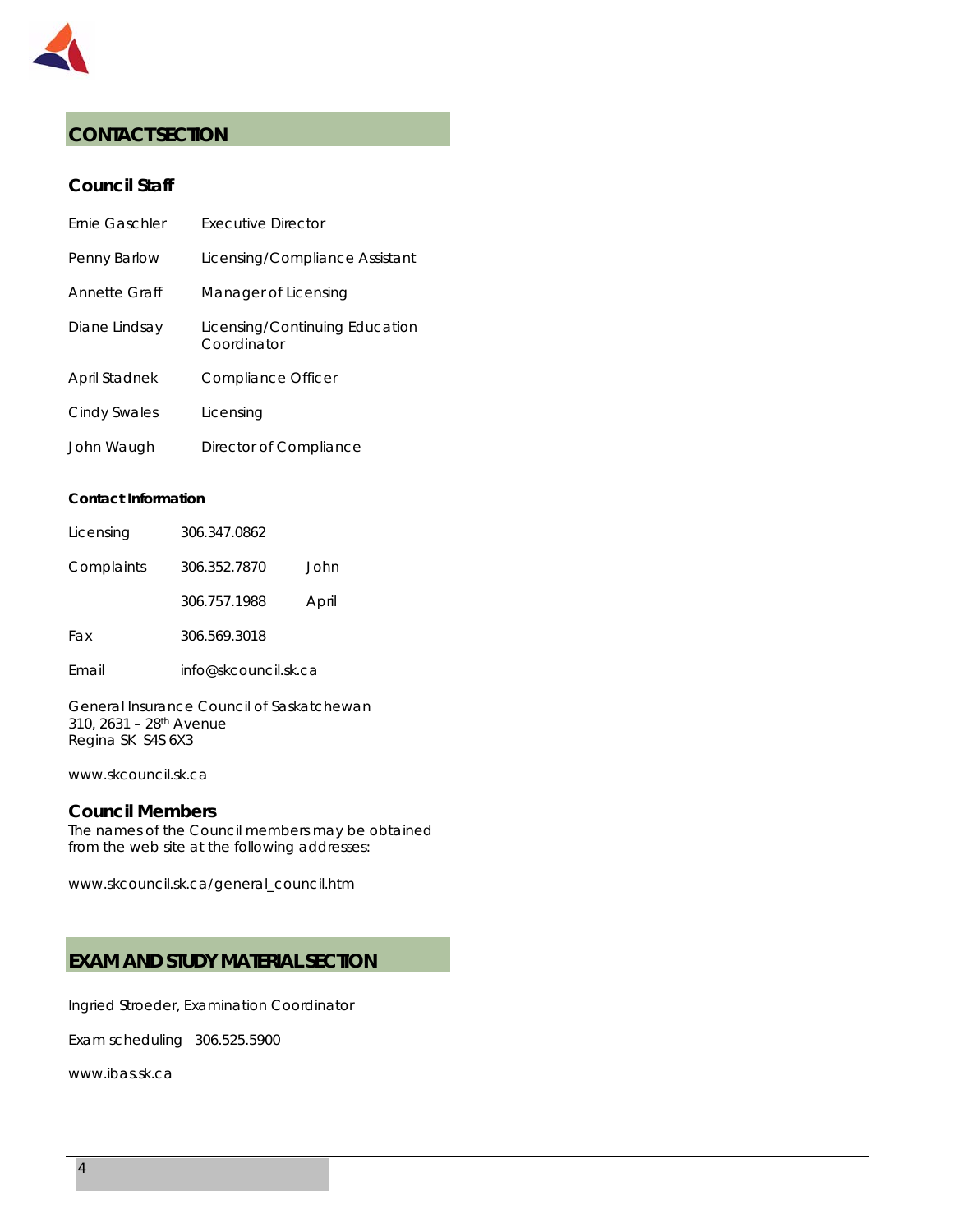## CONTACT SECTION

### Council Staff

| | |
|---|---|
| Ernie Gaschler | Executive Director |
| Penny Barlow | Licensing/Compliance Assistant |
| Annette Graff | Manager of Licensing |
| Diane Lindsay | Licensing/Continuing Education Coordinator |
| April Stadnek | Compliance Officer |
| Cindy Swales | Licensing |
| John Waugh | Director of Compliance |

#### Contact Information

| | | |
|---|---|---|
| Licensing | 306.347.0862 | |
| Complaints | 306.352.7870 | John |
| | 306.757.1988 | April |
| Fax | 306.569.3018 | |
| Email | info@skcouncil.sk.ca | |

General Insurance Council of Saskatchewan
310, 2631 – 28th Avenue
Regina SK S4S 6X3

www.skcouncil.sk.ca

### Council Members

The names of the Council members may be obtained from the web site at the following addresses:

www.skcouncil.sk.ca/general_council.htm

## EXAM AND STUDY MATERIAL SECTION

Ingried Stroeder, Examination Coordinator

Exam scheduling 306.525.5900

www.ibas.sk.ca